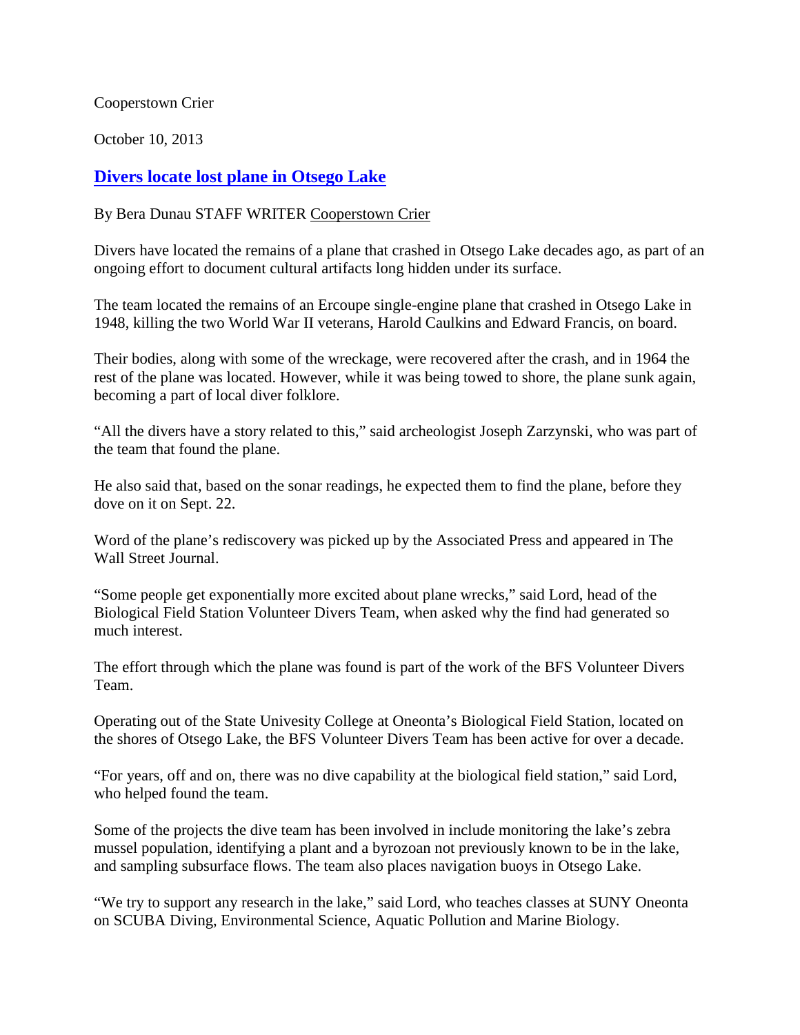Cooperstown Crier

October 10, 2013

## [Divers locate lost plane in Otsego Lake]

By Bera Dunau STAFF WRITER Cooperstown Crier

Divers have located the remains of a plane that crashed in Otsego Lake decades ago, as part of an ongoing effort to document cultural artifacts long hidden under its surface.

The team located the remains of an Ercoupe single-engine plane that crashed in Otsego Lake in 1948, killing the two World War II veterans, Harold Caulkins and Edward Francis, on board.

Their bodies, along with some of the wreckage, were recovered after the crash, and in 1964 the rest of the plane was located. However, while it was being towed to shore, the plane sunk again, becoming a part of local diver folklore.

"All the divers have a story related to this," said archeologist Joseph Zarzynski, who was part of the team that found the plane.

He also said that, based on the sonar readings, he expected them to find the plane, before they dove on it on Sept. 22.

Word of the plane's rediscovery was picked up by the Associated Press and appeared in The Wall Street Journal.

"Some people get exponentially more excited about plane wrecks," said Lord, head of the Biological Field Station Volunteer Divers Team, when asked why the find had generated so much interest.

The effort through which the plane was found is part of the work of the BFS Volunteer Divers Team.

Operating out of the State Univesity College at Oneonta's Biological Field Station, located on the shores of Otsego Lake, the BFS Volunteer Divers Team has been active for over a decade.

"For years, off and on, there was no dive capability at the biological field station," said Lord, who helped found the team.

Some of the projects the dive team has been involved in include monitoring the lake's zebra mussel population, identifying a plant and a byrozoan not previously known to be in the lake, and sampling subsurface flows. The team also places navigation buoys in Otsego Lake.

"We try to support any research in the lake," said Lord, who teaches classes at SUNY Oneonta on SCUBA Diving, Environmental Science, Aquatic Pollution and Marine Biology.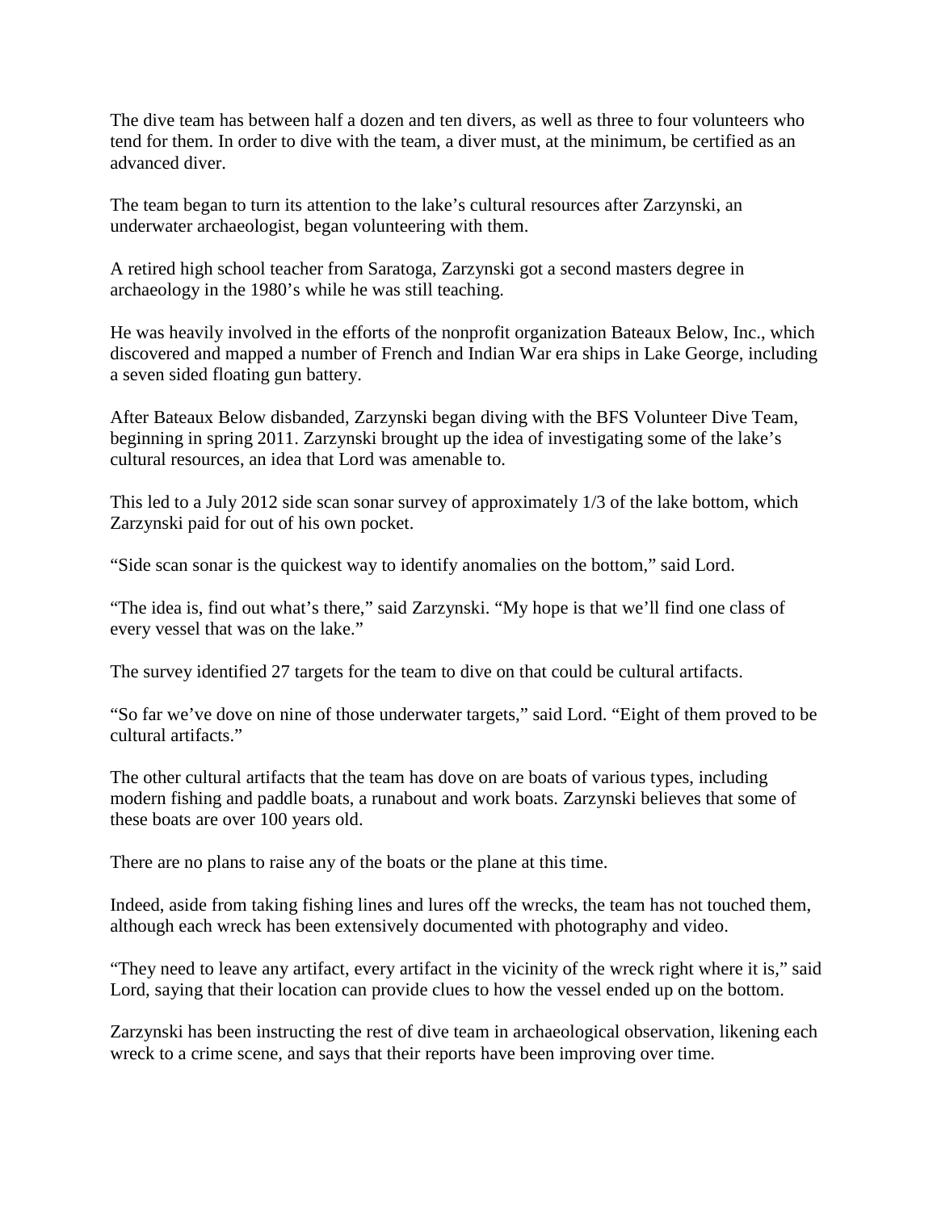The dive team has between half a dozen and ten divers, as well as three to four volunteers who tend for them. In order to dive with the team, a diver must, at the minimum, be certified as an advanced diver.

The team began to turn its attention to the lake's cultural resources after Zarzynski, an underwater archaeologist, began volunteering with them.

A retired high school teacher from Saratoga, Zarzynski got a second masters degree in archaeology in the 1980's while he was still teaching.

He was heavily involved in the efforts of the nonprofit organization Bateaux Below, Inc., which discovered and mapped a number of French and Indian War era ships in Lake George, including a seven sided floating gun battery.

After Bateaux Below disbanded, Zarzynski began diving with the BFS Volunteer Dive Team, beginning in spring 2011. Zarzynski brought up the idea of investigating some of the lake's cultural resources, an idea that Lord was amenable to.

This led to a July 2012 side scan sonar survey of approximately 1/3 of the lake bottom, which Zarzynski paid for out of his own pocket.

"Side scan sonar is the quickest way to identify anomalies on the bottom," said Lord.

"The idea is, find out what's there," said Zarzynski. "My hope is that we'll find one class of every vessel that was on the lake."

The survey identified 27 targets for the team to dive on that could be cultural artifacts.

"So far we've dove on nine of those underwater targets," said Lord. "Eight of them proved to be cultural artifacts."

The other cultural artifacts that the team has dove on are boats of various types, including modern fishing and paddle boats, a runabout and work boats. Zarzynski believes that some of these boats are over 100 years old.

There are no plans to raise any of the boats or the plane at this time.

Indeed, aside from taking fishing lines and lures off the wrecks, the team has not touched them, although each wreck has been extensively documented with photography and video.

"They need to leave any artifact, every artifact in the vicinity of the wreck right where it is," said Lord, saying that their location can provide clues to how the vessel ended up on the bottom.

Zarzynski has been instructing the rest of dive team in archaeological observation, likening each wreck to a crime scene, and says that their reports have been improving over time.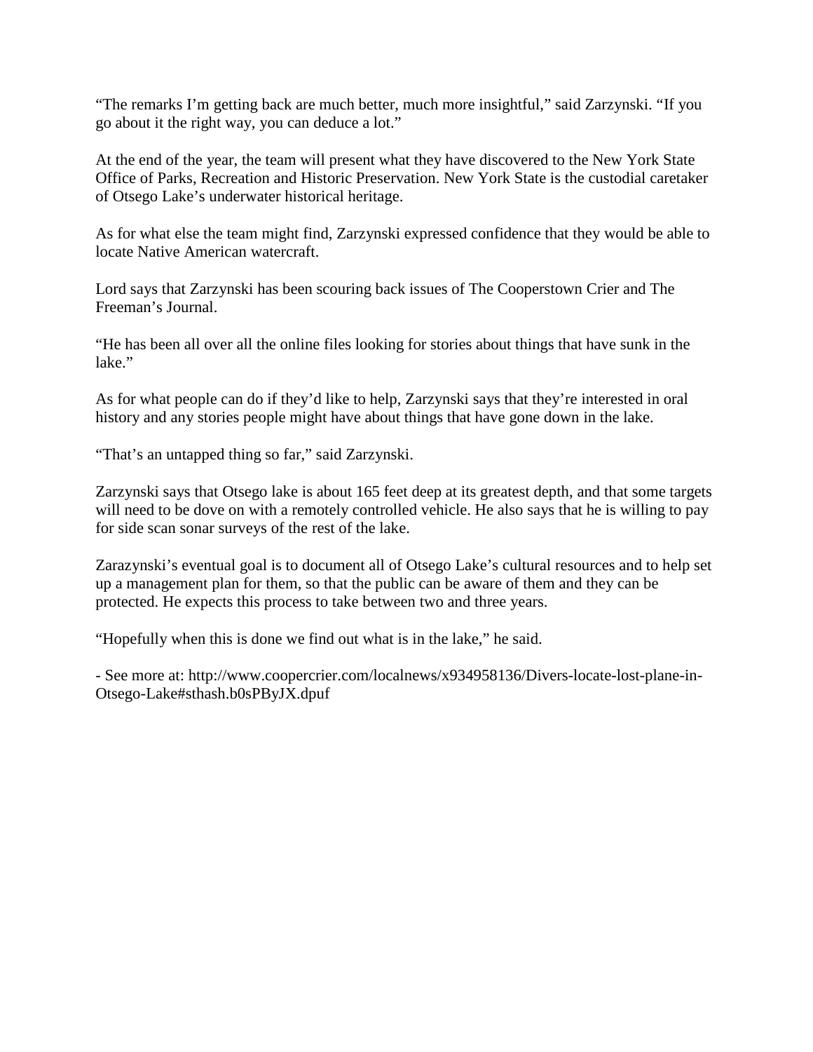"The remarks I'm getting back are much better, much more insightful," said Zarzynski. "If you go about it the right way, you can deduce a lot."

At the end of the year, the team will present what they have discovered to the New York State Office of Parks, Recreation and Historic Preservation. New York State is the custodial caretaker of Otsego Lake's underwater historical heritage.

As for what else the team might find, Zarzynski expressed confidence that they would be able to locate Native American watercraft.

Lord says that Zarzynski has been scouring back issues of The Cooperstown Crier and The Freeman's Journal.

"He has been all over all the online files looking for stories about things that have sunk in the lake."

As for what people can do if they'd like to help, Zarzynski says that they're interested in oral history and any stories people might have about things that have gone down in the lake.

"That's an untapped thing so far," said Zarzynski.

Zarzynski says that Otsego lake is about 165 feet deep at its greatest depth, and that some targets will need to be dove on with a remotely controlled vehicle. He also says that he is willing to pay for side scan sonar surveys of the rest of the lake.

Zarazynski's eventual goal is to document all of Otsego Lake's cultural resources and to help set up a management plan for them, so that the public can be aware of them and they can be protected. He expects this process to take between two and three years.

"Hopefully when this is done we find out what is in the lake," he said.

- See more at: http://www.coopercrier.com/localnews/x934958136/Divers-locate-lost-plane-in-Otsego-Lake#sthash.b0sPByJX.dpuf